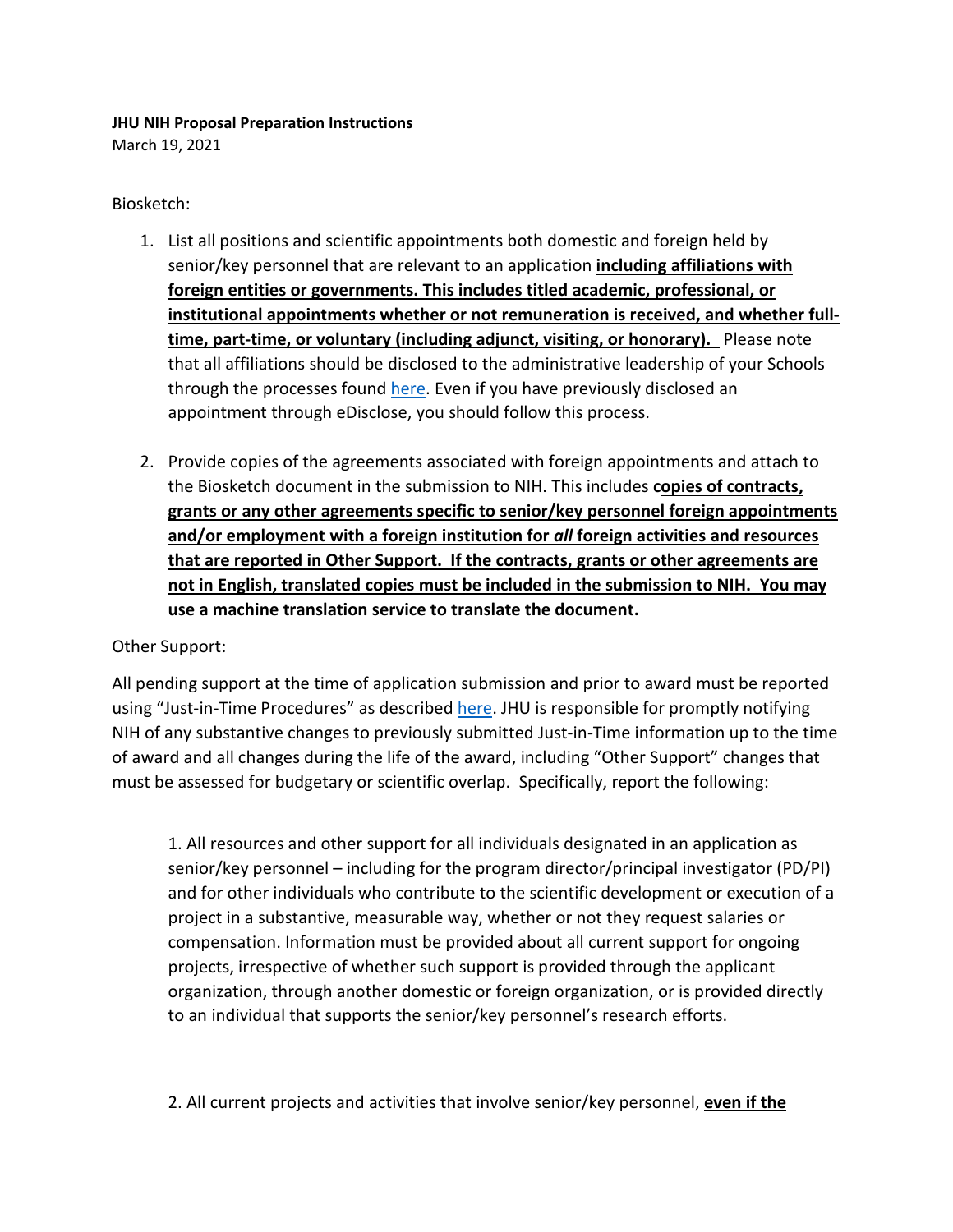**JHU NIH Proposal Preparation Instructions**
March 19, 2021

Biosketch:

1. List all positions and scientific appointments both domestic and foreign held by senior/key personnel that are relevant to an application **including affiliations with foreign entities or governments. This includes titled academic, professional, or institutional appointments whether or not remuneration is received, and whether full-time, part-time, or voluntary (including adjunct, visiting, or honorary).** Please note that all affiliations should be disclosed to the administrative leadership of your Schools through the processes found [here](). Even if you have previously disclosed an appointment through eDisclose, you should follow this process.

2. Provide copies of the agreements associated with foreign appointments and attach to the Biosketch document in the submission to NIH. This includes **copies of contracts, grants or any other agreements specific to senior/key personnel foreign appointments and/or employment with a foreign institution for *all* foreign activities and resources that are reported in Other Support. If the contracts, grants or other agreements are not in English, translated copies must be included in the submission to NIH. You may use a machine translation service to translate the document.**

Other Support:

All pending support at the time of application submission and prior to award must be reported using "Just-in-Time Procedures" as described [here](). JHU is responsible for promptly notifying NIH of any substantive changes to previously submitted Just-in-Time information up to the time of award and all changes during the life of the award, including "Other Support" changes that must be assessed for budgetary or scientific overlap. Specifically, report the following:

1. All resources and other support for all individuals designated in an application as senior/key personnel – including for the program director/principal investigator (PD/PI) and for other individuals who contribute to the scientific development or execution of a project in a substantive, measurable way, whether or not they request salaries or compensation. Information must be provided about all current support for ongoing projects, irrespective of whether such support is provided through the applicant organization, through another domestic or foreign organization, or is provided directly to an individual that supports the senior/key personnel's research efforts.

2. All current projects and activities that involve senior/key personnel, **even if the**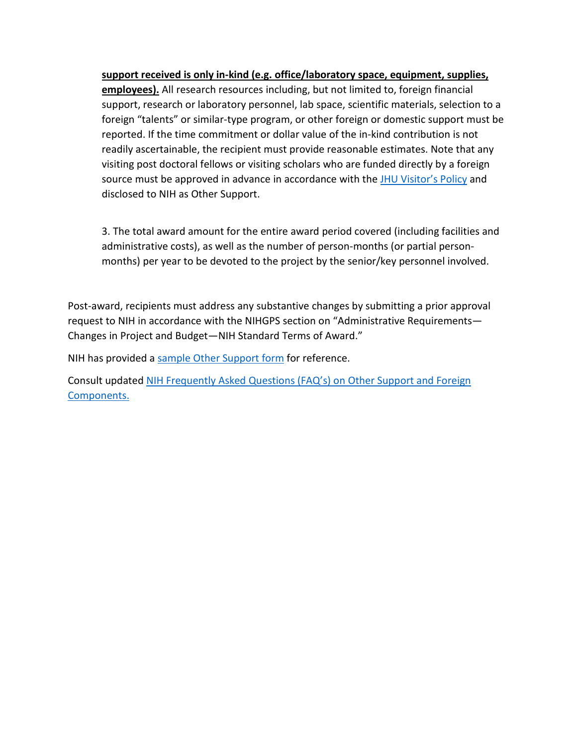**support received is only in-kind (e.g. office/laboratory space, equipment, supplies, employees).** All research resources including, but not limited to, foreign financial support, research or laboratory personnel, lab space, scientific materials, selection to a foreign "talents" or similar-type program, or other foreign or domestic support must be reported. If the time commitment or dollar value of the in-kind contribution is not readily ascertainable, the recipient must provide reasonable estimates. Note that any visiting post doctoral fellows or visiting scholars who are funded directly by a foreign source must be approved in advance in accordance with the JHU Visitor's Policy and disclosed to NIH as Other Support.

3. The total award amount for the entire award period covered (including facilities and administrative costs), as well as the number of person-months (or partial person-months) per year to be devoted to the project by the senior/key personnel involved.

Post-award, recipients must address any substantive changes by submitting a prior approval request to NIH in accordance with the NIHGPS section on "Administrative Requirements—Changes in Project and Budget—NIH Standard Terms of Award."

NIH has provided a sample Other Support form for reference.

Consult updated NIH Frequently Asked Questions (FAQ's) on Other Support and Foreign Components.